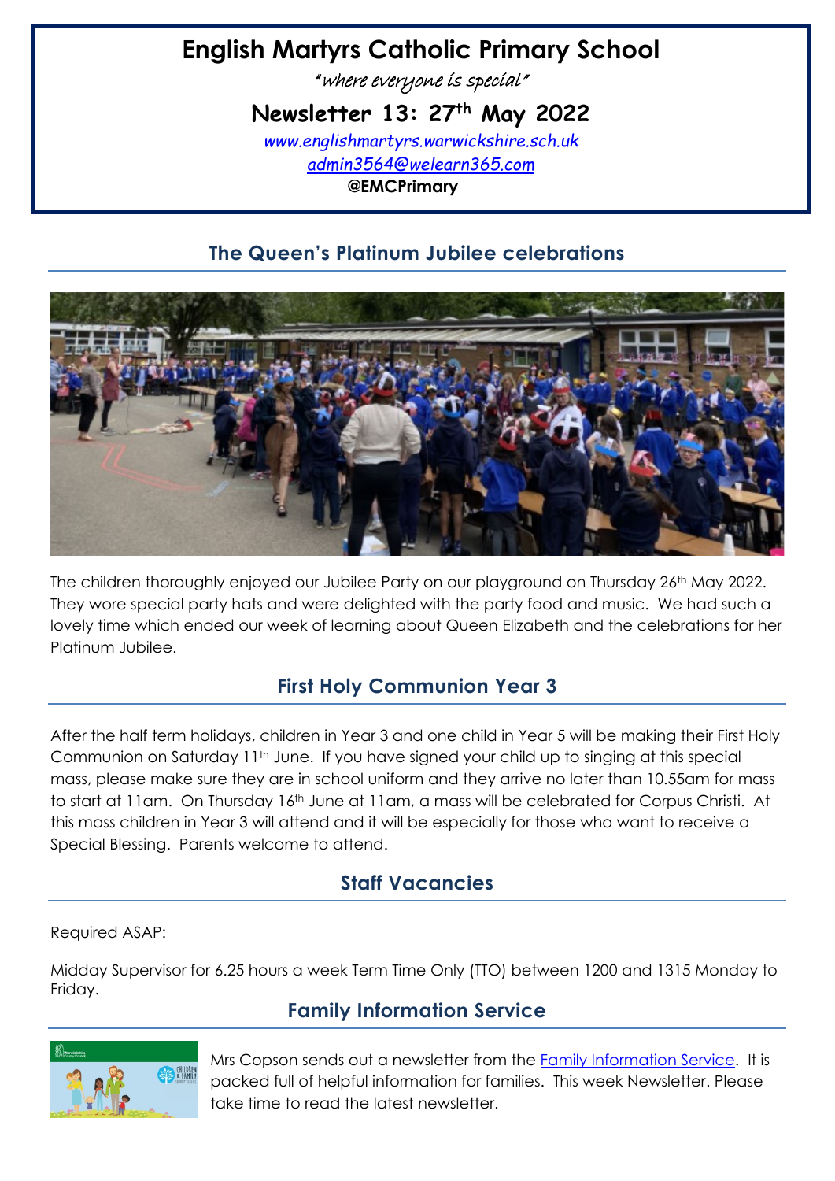# English Martyrs Catholic Primary School

*"where everyone is special"*

## Newsletter 13: 27th May 2022

[www.englishmartyrs.warwickshire.sch.uk](http://www.englishmartyrs.warwickshire.sch.uk)
[admin3564@welearn365.com](mailto:admin3564@welearn365.com)
**@EMCPrimary**

## The Queen's Platinum Jubilee celebrations

The children thoroughly enjoyed our Jubilee Party on our playground on Thursday 26th May 2022. They wore special party hats and were delighted with the party food and music. We had such a lovely time which ended our week of learning about Queen Elizabeth and the celebrations for her Platinum Jubilee.

## First Holy Communion Year 3

After the half term holidays, children in Year 3 and one child in Year 5 will be making their First Holy Communion on Saturday 11th June. If you have signed your child up to singing at this special mass, please make sure they are in school uniform and they arrive no later than 10.55am for mass to start at 11am. On Thursday 16th June at 11am, a mass will be celebrated for Corpus Christi. At this mass children in Year 3 will attend and it will be especially for those who want to receive a Special Blessing. Parents welcome to attend.

## Staff Vacancies

Required ASAP:

Midday Supervisor for 6.25 hours a week Term Time Only (TTO) between 1200 and 1315 Monday to Friday.

## Family Information Service

Mrs Copson sends out a newsletter from the Family Information Service. It is packed full of helpful information for families. This week Newsletter. Please take time to read the latest newsletter.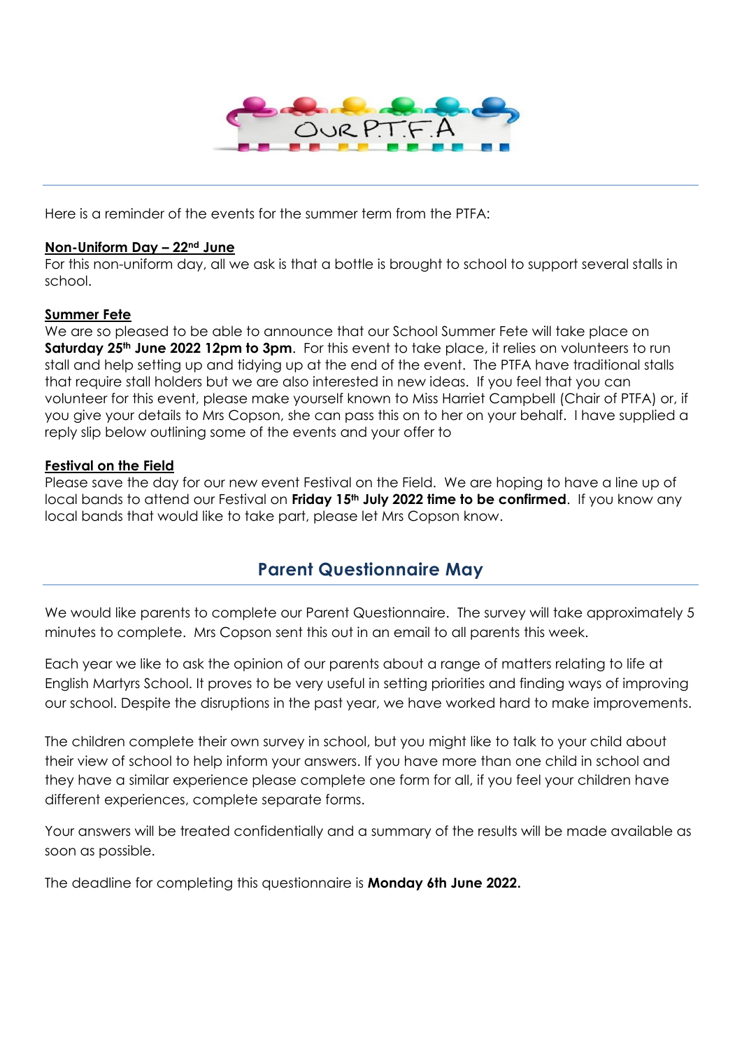Here is a reminder of the events for the summer term from the PTFA:

**Non-Uniform Day – 22nd June**

For this non-uniform day, all we ask is that a bottle is brought to school to support several stalls in school.

**Summer Fete**

We are so pleased to be able to announce that our School Summer Fete will take place on **Saturday 25th June 2022 12pm to 3pm**. For this event to take place, it relies on volunteers to run stall and help setting up and tidying up at the end of the event. The PTFA have traditional stalls that require stall holders but we are also interested in new ideas. If you feel that you can volunteer for this event, please make yourself known to Miss Harriet Campbell (Chair of PTFA) or, if you give your details to Mrs Copson, she can pass this on to her on your behalf. I have supplied a reply slip below outlining some of the events and your offer to

**Festival on the Field**

Please save the day for our new event Festival on the Field. We are hoping to have a line up of local bands to attend our Festival on **Friday 15th July 2022 time to be confirmed**. If you know any local bands that would like to take part, please let Mrs Copson know.

## Parent Questionnaire May

We would like parents to complete our Parent Questionnaire. The survey will take approximately 5 minutes to complete. Mrs Copson sent this out in an email to all parents this week.

Each year we like to ask the opinion of our parents about a range of matters relating to life at English Martyrs School. It proves to be very useful in setting priorities and finding ways of improving our school. Despite the disruptions in the past year, we have worked hard to make improvements.

The children complete their own survey in school, but you might like to talk to your child about their view of school to help inform your answers. If you have more than one child in school and they have a similar experience please complete one form for all, if you feel your children have different experiences, complete separate forms.

Your answers will be treated confidentially and a summary of the results will be made available as soon as possible.

The deadline for completing this questionnaire is **Monday 6th June 2022.**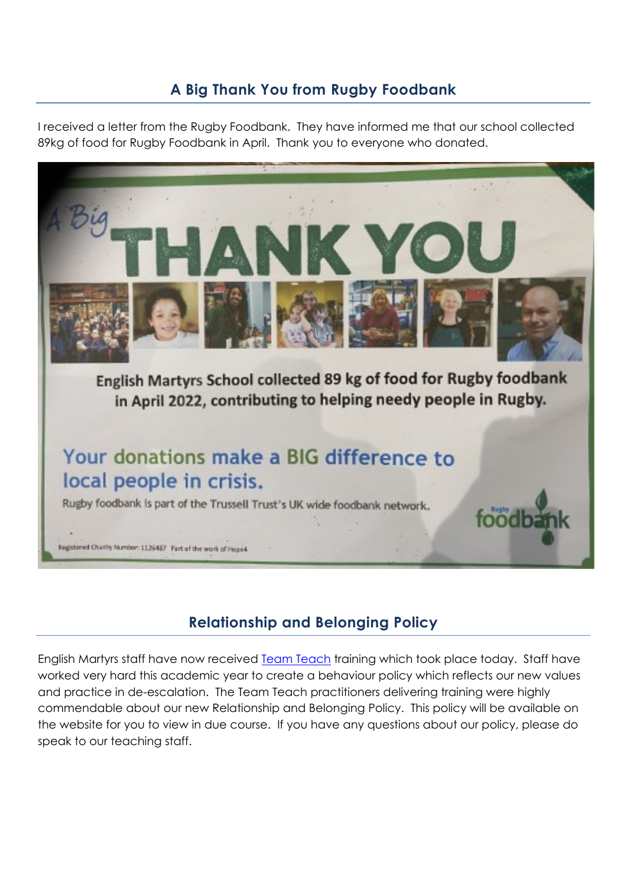## A Big Thank You from Rugby Foodbank

I received a letter from the Rugby Foodbank. They have informed me that our school collected 89kg of food for Rugby Foodbank in April. Thank you to everyone who donated.

A Big THANK YOU

English Martyrs School collected 89 kg of food for Rugby foodbank in April 2022, contributing to helping needy people in Rugby.

Your donations make a BIG difference to local people in crisis.

Rugby foodbank is part of the Trussell Trust's UK wide foodbank network.

Registered Charity Number: 1126487 Part of the work of Hope4

Rugby foodbank

## Relationship and Belonging Policy

English Martyrs staff have now received [Team Teach](#) training which took place today. Staff have worked very hard this academic year to create a behaviour policy which reflects our new values and practice in de-escalation. The Team Teach practitioners delivering training were highly commendable about our new Relationship and Belonging Policy. This policy will be available on the website for you to view in due course. If you have any questions about our policy, please do speak to our teaching staff.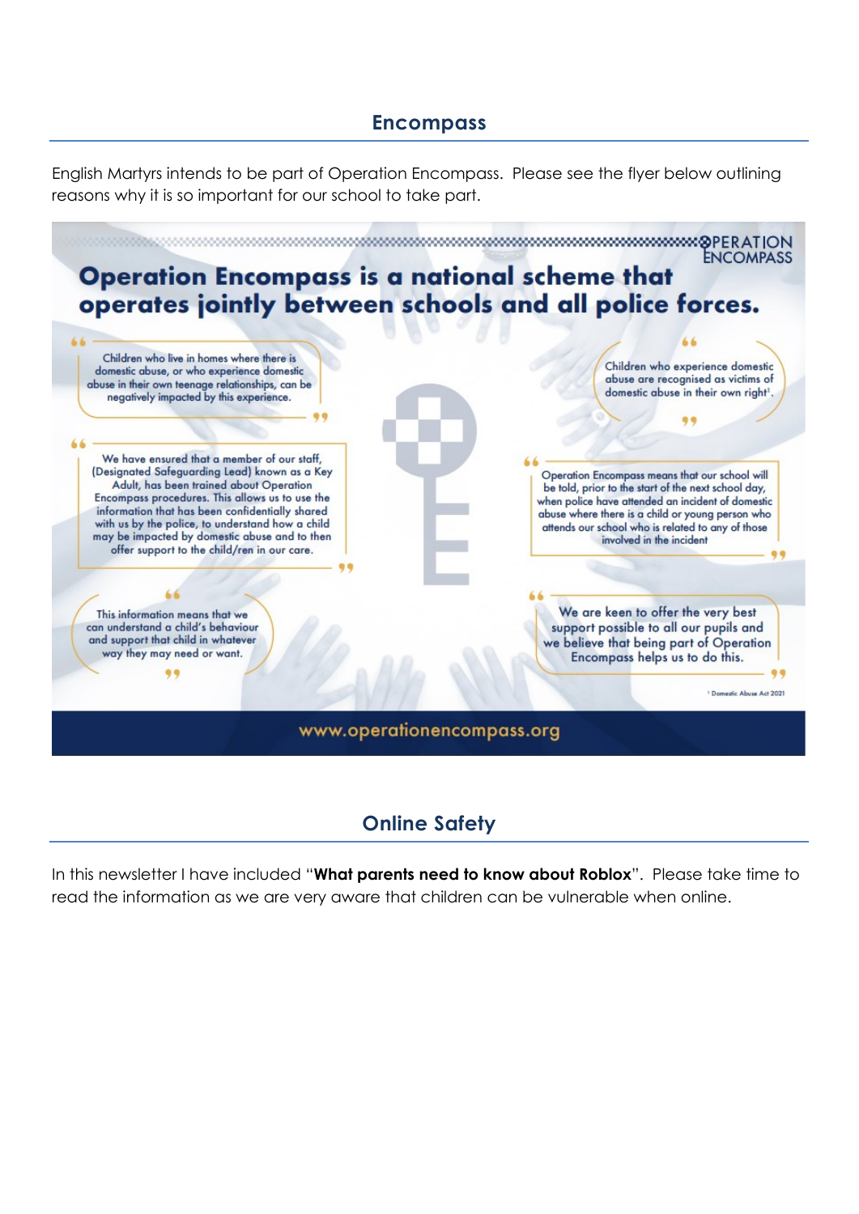## Encompass

English Martyrs intends to be part of Operation Encompass. Please see the flyer below outlining reasons why it is so important for our school to take part.

OPERATION ENCOMPASS

**Operation Encompass is a national scheme that operates jointly between schools and all police forces.**

"Children who live in homes where there is domestic abuse, or who experience domestic abuse in their own teenage relationships, can be negatively impacted by this experience."

"We have ensured that a member of our staff, (Designated Safeguarding Lead) known as a Key Adult, has been trained about Operation Encompass procedures. This allows us to use the information that has been confidentially shared with us by the police, to understand how a child may be impacted by domestic abuse and to then offer support to the child/ren in our care."

"This information means that we can understand a child's behaviour and support that child in whatever way they may need or want."

"Children who experience domestic abuse are recognised as victims of domestic abuse in their own right[1]."

"Operation Encompass means that our school will be told, prior to the start of the next school day, when police have attended an incident of domestic abuse where there is a child or young person who attends our school who is related to any of those involved in the incident"

"We are keen to offer the very best support possible to all our pupils and we believe that being part of Operation Encompass helps us to do this."

[1] Domestic Abuse Act 2021

www.operationencompass.org

## Online Safety

In this newsletter I have included "**What parents need to know about Roblox**". Please take time to read the information as we are very aware that children can be vulnerable when online.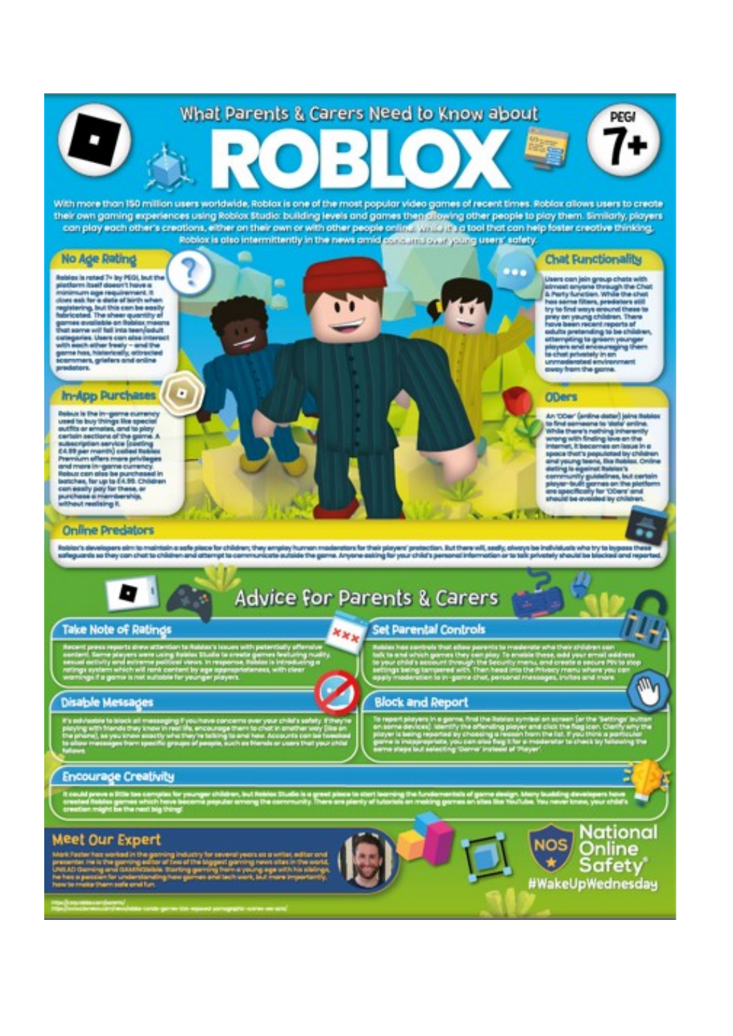# What Parents & Carers Need to Know about ROBLOX

PEGI 7+

With more than 150 million users worldwide, Roblox is one of the most popular video games of recent times. Roblox allows users to create their own gaming experiences using Roblox Studio: building levels and games then allowing other people to play them. Similarly, players can play each other's creations, either on their own or with other people online. While it's a tool that can help foster creative thinking, Roblox is also intermittently in the news amid concerns over young users' safety.

## No Age Rating

Roblox is rated 7+ by PEGI, but the platform itself doesn't have a minimum age requirement. It does ask for a date of birth when registering, but this can be easily fabricated. The sheer quantity of games available on Roblox means that some will fall into teen/adult categories. Users can also interact with each other freely – and the game has, historically, attracted scammers, griefers and online predators.

## In-App Purchases

Robux is the in-game currency used to buy things like special outfits or emotes, and to play certain sections of the game. A subscription service (costing £4.99 per month) called Roblox Premium offers more privileges and more in-game currency. Robux can also be purchased in batches, for up to £4.99. Children can easily pay for these, or purchase a membership, without realising it.

## Chat Functionality

Users can join group chats with almost anyone through the Chat & Party function. While the chat has some filters, predators still try to find ways around these to prey on young children. There have been recent reports of adults pretending to be children, attempting to groom younger players and encouraging them to chat privately in an unmoderated environment away from the game.

## ODers

An 'ODer' (online dater) joins Roblox to find someone to 'date' online. While there's nothing inherently wrong with finding love on the internet, it becomes an issue in a space that's populated by children and young teens, like Roblox. Online dating is against Roblox's community guidelines, but certain player-built games on the platform are specifically for 'ODers' and should be avoided by children.

## Online Predators

Roblox's developers aim to maintain a safe place for children; they employ human moderators for their players' protection. But there will, sadly, always be individuals who try to bypass these safeguards so they can chat to children and attempt to communicate outside the game. Anyone asking for your child's personal information or to talk privately should be blocked and reported.

# Advice for Parents & Carers

## Take Note of Ratings

Recent press reports drew attention to Roblox's issues with potentially offensive content. Some players were using Roblox Studio to create games featuring nudity, sexual activity and extreme political views. In response, Roblox is introducing a ratings system which will rank content by age appropriateness, with clear warnings if a game is not suitable for younger players.

## Set Parental Controls

Roblox has controls that allow parents to moderate who their children can talk to and which games they can play. To enable these, add your email address to your child's account through the Security menu, and create a secure PIN to stop settings being tampered with. Then head into the Privacy menu where you can apply moderation to in-game chat, personal messages, invites and more.

## Disable Messages

It's advisable to block all messaging if you have concerns over your child's safety. If they're playing with friends they know in real life, encourage them to chat in another way (like on the phone), so you know exactly who they're talking to and how. Accounts can be tweaked to allow messages from specific groups of people, such as friends or users that your child follows.

## Block and Report

To report players in a game, find the Roblox symbol on screen (or the 'Settings' button on some devices). Identify the offending player and click the flag icon. Clarify why the player is being reported by choosing a reason from the list. If you think a particular game is inappropriate, you can also flag it for a moderator to check by following the same steps but selecting 'Game' instead of 'Player'.

## Encourage Creativity

It could prove a little too complex for younger children, but Roblox Studio is a great place to start learning the fundamentals of game design. Many budding developers have created Roblox games which have become popular among the community. There are plenty of tutorials on making games on sites like YouTube. You never know, your child's creation might be the next big thing!

## Meet Our Expert

Mark Foster has worked in the gaming industry for several years as a writer, editor and presenter. He is the gaming editor of two of the biggest gaming news sites in the world, UNILAD Gaming and GAMINGbible. Starting gaming from a young age with his siblings, he has a passion for understanding how games and tech work, but more importantly, how to make them safe and fun.

National Online Safety

#WakeUpWednesday

https://corp.roblox.com/parents/
https://www.cbronews.com/news/roblox-condo-game-bbc-exposed-pornographic-scenes-sex-acts/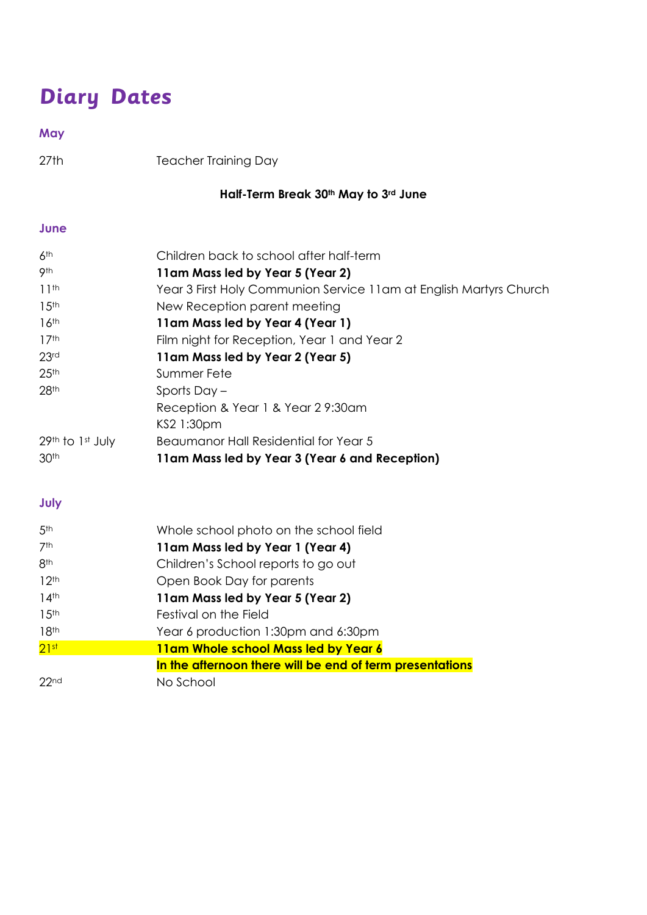# Diary Dates

## May

| | |
|---|---|
| 27th | Teacher Training Day |

**Half-Term Break 30th May to 3rd June**

## June

| | |
|---|---|
| 6th | Children back to school after half-term |
| 9th | **11am Mass led by Year 5 (Year 2)** |
| 11th | Year 3 First Holy Communion Service 11am at English Martyrs Church |
| 15th | New Reception parent meeting |
| 16th | **11am Mass led by Year 4 (Year 1)** |
| 17th | Film night for Reception, Year 1 and Year 2 |
| 23rd | **11am Mass led by Year 2 (Year 5)** |
| 25th | Summer Fete |
| 28th | Sports Day – Reception & Year 1 & Year 2 9:30am KS2 1:30pm |
| 29th to 1st July | Beaumanor Hall Residential for Year 5 |
| 30th | **11am Mass led by Year 3 (Year 6 and Reception)** |

## July

| | |
|---|---|
| 5th | Whole school photo on the school field |
| 7th | **11am Mass led by Year 1 (Year 4)** |
| 8th | Children's School reports to go out |
| 12th | Open Book Day for parents |
| 14th | **11am Mass led by Year 5 (Year 2)** |
| 15th | Festival on the Field |
| 18th | Year 6 production 1:30pm and 6:30pm |
| 21st | **11am Whole school Mass led by Year 6** **In the afternoon there will be end of term presentations** |
| 22nd | No School |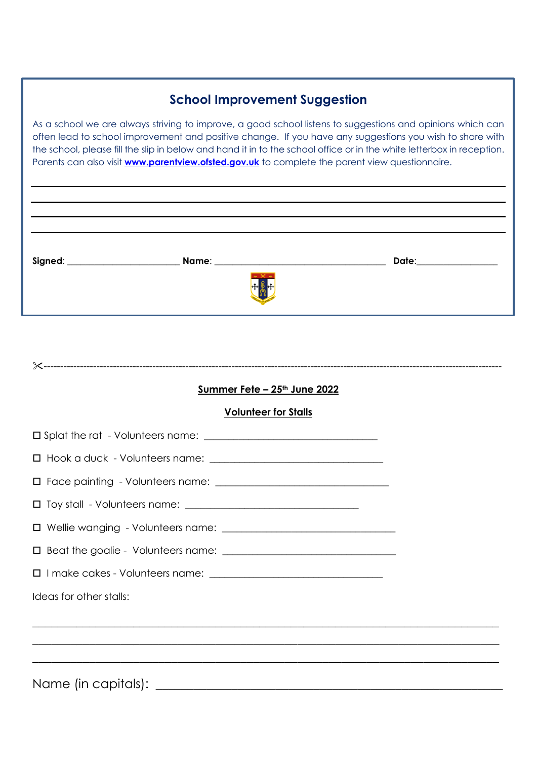## School Improvement Suggestion

As a school we are always striving to improve, a good school listens to suggestions and opinions which can often lead to school improvement and positive change. If you have any suggestions you wish to share with the school, please fill the slip in below and hand it in to the school office or in the white letterbox in reception. Parents can also visit **www.parentview.ofsted.gov.uk** to complete the parent view questionnaire.

\_\_\_\_\_\_\_\_\_\_\_\_\_\_\_\_\_\_\_\_\_\_\_\_\_\_\_\_\_\_\_\_\_\_\_\_\_\_\_\_\_\_\_\_\_\_\_\_\_\_\_\_\_\_\_\_\_\_\_\_\_\_\_\_\_\_\_\_\_\_\_\_

\_\_\_\_\_\_\_\_\_\_\_\_\_\_\_\_\_\_\_\_\_\_\_\_\_\_\_\_\_\_\_\_\_\_\_\_\_\_\_\_\_\_\_\_\_\_\_\_\_\_\_\_\_\_\_\_\_\_\_\_\_\_\_\_\_\_\_\_\_\_\_\_

\_\_\_\_\_\_\_\_\_\_\_\_\_\_\_\_\_\_\_\_\_\_\_\_\_\_\_\_\_\_\_\_\_\_\_\_\_\_\_\_\_\_\_\_\_\_\_\_\_\_\_\_\_\_\_\_\_\_\_\_\_\_\_\_\_\_\_\_\_\_\_\_

\_\_\_\_\_\_\_\_\_\_\_\_\_\_\_\_\_\_\_\_\_\_\_\_\_\_\_\_\_\_\_\_\_\_\_\_\_\_\_\_\_\_\_\_\_\_\_\_\_\_\_\_\_\_\_\_\_\_\_\_\_\_\_\_\_\_\_\_\_\_\_\_

**Signed**: \_\_\_\_\_\_\_\_\_\_\_\_\_\_\_\_\_\_\_\_\_\_ **Name**: \_\_\_\_\_\_\_\_\_\_\_\_\_\_\_\_\_\_\_\_\_\_\_\_\_\_\_\_\_\_\_\_\_\_\_ **Date**:\_\_\_\_\_\_\_\_\_\_\_\_\_\_\_\_\_

✂------------------------------------------------------------------------------------------------------------------------------------

**Summer Fete – 25th June 2022**

**Volunteer for Stalls**

☐ Splat the rat - Volunteers name: \_\_\_\_\_\_\_\_\_\_\_\_\_\_\_\_\_\_\_\_\_\_\_\_\_\_\_\_\_\_\_\_\_\_\_

☐ Hook a duck - Volunteers name: \_\_\_\_\_\_\_\_\_\_\_\_\_\_\_\_\_\_\_\_\_\_\_\_\_\_\_\_\_\_\_\_\_\_\_

☐ Face painting - Volunteers name: \_\_\_\_\_\_\_\_\_\_\_\_\_\_\_\_\_\_\_\_\_\_\_\_\_\_\_\_\_\_\_\_\_\_\_

☐ Toy stall - Volunteers name: \_\_\_\_\_\_\_\_\_\_\_\_\_\_\_\_\_\_\_\_\_\_\_\_\_\_\_\_\_\_\_\_\_\_\_

☐ Wellie wanging - Volunteers name: \_\_\_\_\_\_\_\_\_\_\_\_\_\_\_\_\_\_\_\_\_\_\_\_\_\_\_\_\_\_\_\_\_\_\_

☐ Beat the goalie - Volunteers name: \_\_\_\_\_\_\_\_\_\_\_\_\_\_\_\_\_\_\_\_\_\_\_\_\_\_\_\_\_\_\_\_\_\_\_

☐ I make cakes - Volunteers name: \_\_\_\_\_\_\_\_\_\_\_\_\_\_\_\_\_\_\_\_\_\_\_\_\_\_\_\_\_\_\_\_\_\_\_

Ideas for other stalls:

\_\_\_\_\_\_\_\_\_\_\_\_\_\_\_\_\_\_\_\_\_\_\_\_\_\_\_\_\_\_\_\_\_\_\_\_\_\_\_\_\_\_\_\_\_\_\_\_\_\_\_\_\_\_\_\_\_\_\_\_\_\_\_\_\_\_\_\_\_\_\_\_

\_\_\_\_\_\_\_\_\_\_\_\_\_\_\_\_\_\_\_\_\_\_\_\_\_\_\_\_\_\_\_\_\_\_\_\_\_\_\_\_\_\_\_\_\_\_\_\_\_\_\_\_\_\_\_\_\_\_\_\_\_\_\_\_\_\_\_\_\_\_\_\_

\_\_\_\_\_\_\_\_\_\_\_\_\_\_\_\_\_\_\_\_\_\_\_\_\_\_\_\_\_\_\_\_\_\_\_\_\_\_\_\_\_\_\_\_\_\_\_\_\_\_\_\_\_\_\_\_\_\_\_\_\_\_\_\_\_\_\_\_\_\_\_\_

Name (in capitals): \_\_\_\_\_\_\_\_\_\_\_\_\_\_\_\_\_\_\_\_\_\_\_\_\_\_\_\_\_\_\_\_\_\_\_\_\_\_\_\_\_\_\_\_\_\_\_\_\_\_\_\_\_